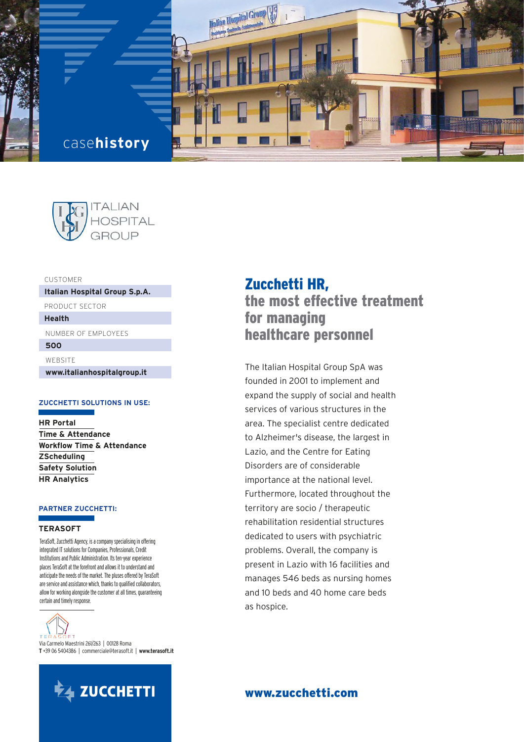casehistory

ITALIAN HOSPITAL GROUP

CUSTOMER
**Italian Hospital Group S.p.A.**

PRODUCT SECTOR
**Health**

NUMBER OF EMPLOYEES
**500**

WEBSITE
**www.italianhospitalgroup.it**

**ZUCCHETTI SOLUTIONS IN USE:**

**HR Portal**
**Time & Attendance**
**Workflow Time & Attendance**
**ZScheduling**
**Safety Solution**
**HR Analytics**

**PARTNER ZUCCHETTI:**

**TERASOFT**

TeraSoft, Zucchetti Agency, is a company specialising in offering integrated IT solutions for Companies, Professionals, Credit Institutions and Public Administration. Its ten-year experience places TeraSoft at the forefront and allows it to understand and anticipate the needs of the market. The pluses offered by TeraSoft are service and assistance which, thanks to qualified collaborators, allow for working alongside the customer at all times, guaranteeing certain and timely response.

TERASOFT
Via Carmelo Maestrini 261/263 | 00128 Roma
**T** +39 06 5404386 | commerciale@terasoft.it | **www.terasoft.it**

# Zucchetti HR, the most effective treatment for managing healthcare personnel

The Italian Hospital Group SpA was founded in 2001 to implement and expand the supply of social and health services of various structures in the area. The specialist centre dedicated to Alzheimer's disease, the largest in Lazio, and the Centre for Eating Disorders are of considerable importance at the national level. Furthermore, located throughout the territory are socio / therapeutic rehabilitation residential structures dedicated to users with psychiatric problems. Overall, the company is present in Lazio with 16 facilities and manages 546 beds as nursing homes and 10 beds and 40 home care beds as hospice.

ZUCCHETTI

**www.zucchetti.com**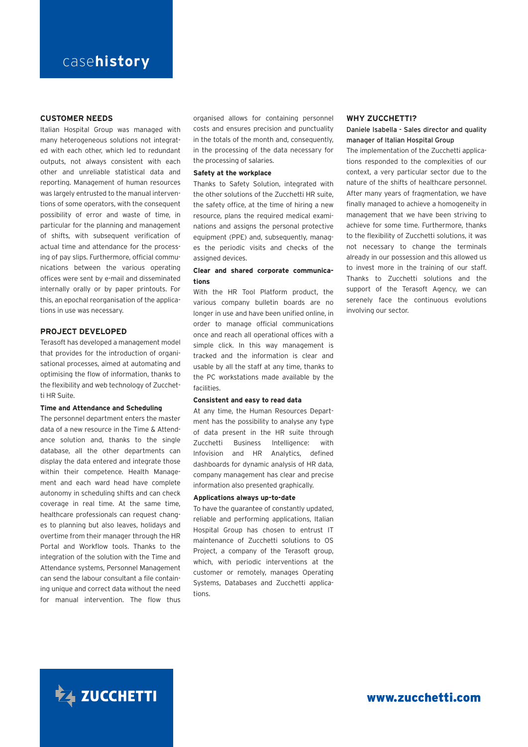# case**history**

## CUSTOMER NEEDS

Italian Hospital Group was managed with many heterogeneous solutions not integrated with each other, which led to redundant outputs, not always consistent with each other and unreliable statistical data and reporting. Management of human resources was largely entrusted to the manual interventions of some operators, with the consequent possibility of error and waste of time, in particular for the planning and management of shifts, with subsequent verification of actual time and attendance for the processing of pay slips. Furthermore, official communications between the various operating offices were sent by e-mail and disseminated internally orally or by paper printouts. For this, an epochal reorganisation of the applications in use was necessary.

## PROJECT DEVELOPED

Terasoft has developed a management model that provides for the introduction of organisational processes, aimed at automating and optimising the flow of information, thanks to the flexibility and web technology of Zucchetti HR Suite.

### Time and Attendance and Scheduling

The personnel department enters the master data of a new resource in the Time & Attendance solution and, thanks to the single database, all the other departments can display the data entered and integrate those within their competence. Health Management and each ward head have complete autonomy in scheduling shifts and can check coverage in real time. At the same time, healthcare professionals can request changes to planning but also leaves, holidays and overtime from their manager through the HR Portal and Workflow tools. Thanks to the integration of the solution with the Time and Attendance systems, Personnel Management can send the labour consultant a file containing unique and correct data without the need for manual intervention. The flow thus organised allows for containing personnel costs and ensures precision and punctuality in the totals of the month and, consequently, in the processing of the data necessary for the processing of salaries.

### Safety at the workplace

Thanks to Safety Solution, integrated with the other solutions of the Zucchetti HR suite, the safety office, at the time of hiring a new resource, plans the required medical examinations and assigns the personal protective equipment (PPE) and, subsequently, manages the periodic visits and checks of the assigned devices.

### Clear and shared corporate communications

With the HR Tool Platform product, the various company bulletin boards are no longer in use and have been unified online, in order to manage official communications once and reach all operational offices with a simple click. In this way management is tracked and the information is clear and usable by all the staff at any time, thanks to the PC workstations made available by the facilities.

### Consistent and easy to read data

At any time, the Human Resources Department has the possibility to analyse any type of data present in the HR suite through Zucchetti Business Intelligence: with Infovision and HR Analytics, defined dashboards for dynamic analysis of HR data, company management has clear and precise information also presented graphically.

### Applications always up-to-date

To have the guarantee of constantly updated, reliable and performing applications, Italian Hospital Group has chosen to entrust IT maintenance of Zucchetti solutions to OS Project, a company of the Terasoft group, which, with periodic interventions at the customer or remotely, manages Operating Systems, Databases and Zucchetti applications.

## WHY ZUCCHETTI?

Daniele Isabella - Sales director and quality manager of Italian Hospital Group

The implementation of the Zucchetti applications responded to the complexities of our context, a very particular sector due to the nature of the shifts of healthcare personnel. After many years of fragmentation, we have finally managed to achieve a homogeneity in management that we have been striving to achieve for some time. Furthermore, thanks to the flexibility of Zucchetti solutions, it was not necessary to change the terminals already in our possession and this allowed us to invest more in the training of our staff. Thanks to Zucchetti solutions and the support of the Terasoft Agency, we can serenely face the continuous evolutions involving our sector.

ZUCCHETTI

www.zucchetti.com